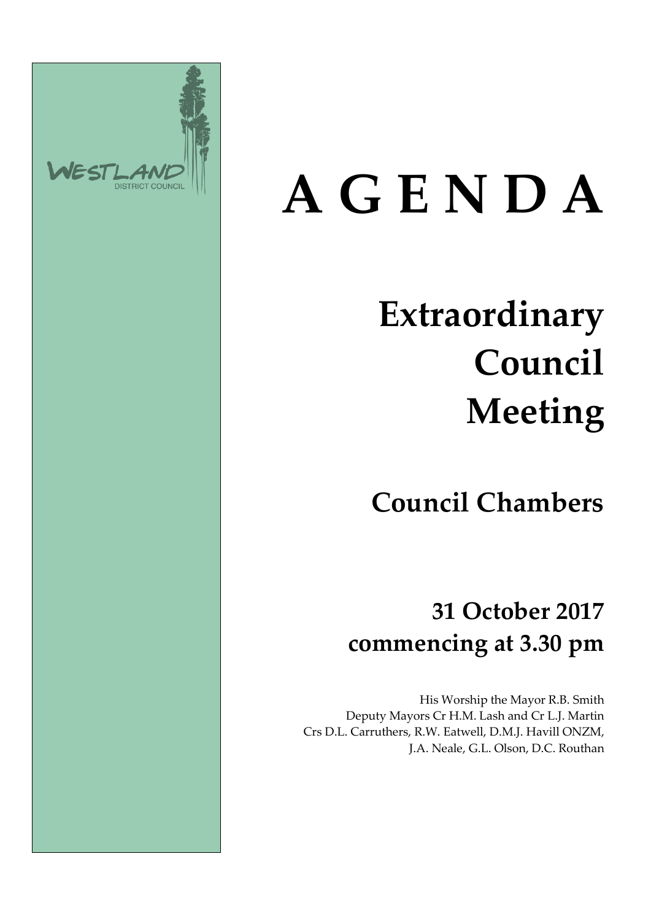WESTLAND
DISTRICT COUNCIL

# A G E N D A

# Extraordinary Council Meeting

## Council Chambers

## 31 October 2017 commencing at 3.30 pm

His Worship the Mayor R.B. Smith
Deputy Mayors Cr H.M. Lash and Cr L.J. Martin
Crs D.L. Carruthers, R.W. Eatwell, D.M.J. Havill ONZM,
J.A. Neale, G.L. Olson, D.C. Routhan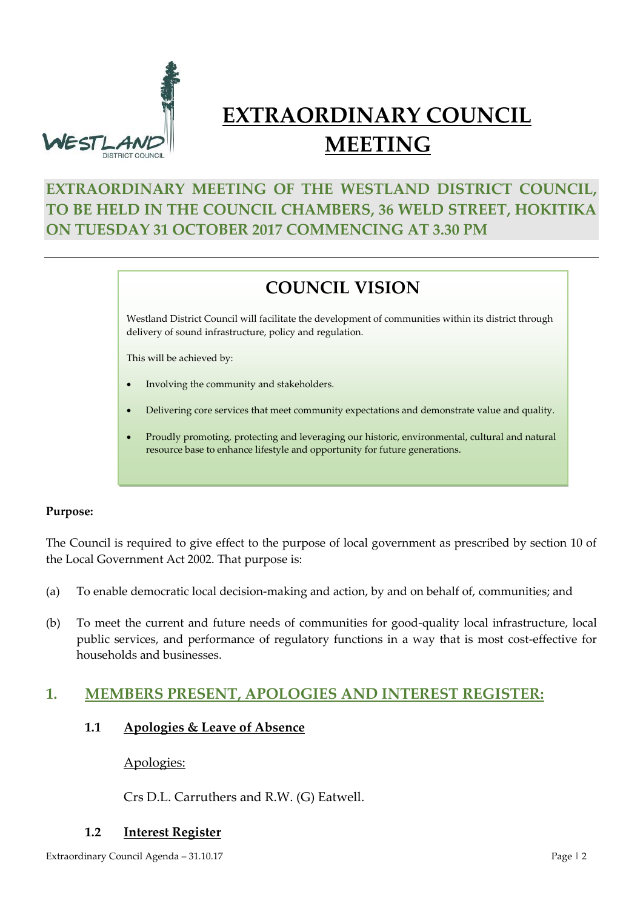# EXTRAORDINARY COUNCIL MEETING

## EXTRAORDINARY MEETING OF THE WESTLAND DISTRICT COUNCIL, TO BE HELD IN THE COUNCIL CHAMBERS, 36 WELD STREET, HOKITIKA ON TUESDAY 31 OCTOBER 2017 COMMENCING AT 3.30 PM

## COUNCIL VISION

Westland District Council will facilitate the development of communities within its district through delivery of sound infrastructure, policy and regulation.

This will be achieved by:

- Involving the community and stakeholders.
- Delivering core services that meet community expectations and demonstrate value and quality.
- Proudly promoting, protecting and leveraging our historic, environmental, cultural and natural resource base to enhance lifestyle and opportunity for future generations.

**Purpose:**

The Council is required to give effect to the purpose of local government as prescribed by section 10 of the Local Government Act 2002. That purpose is:

(a) To enable democratic local decision-making and action, by and on behalf of, communities; and

(b) To meet the current and future needs of communities for good-quality local infrastructure, local public services, and performance of regulatory functions in a way that is most cost-effective for households and businesses.

## 1. MEMBERS PRESENT, APOLOGIES AND INTEREST REGISTER:

### 1.1 Apologies & Leave of Absence

Apologies:

Crs D.L. Carruthers and R.W. (G) Eatwell.

### 1.2 Interest Register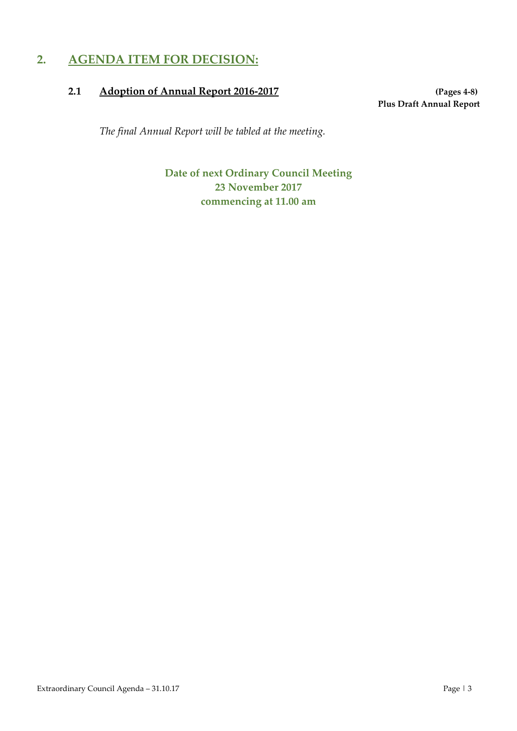## 2. AGENDA ITEM FOR DECISION:

### 2.1 Adoption of Annual Report 2016-2017

**(Pages 4-8)**
**Plus Draft Annual Report**

*The final Annual Report will be tabled at the meeting.*

**Date of next Ordinary Council Meeting**
**23 November 2017**
**commencing at 11.00 am**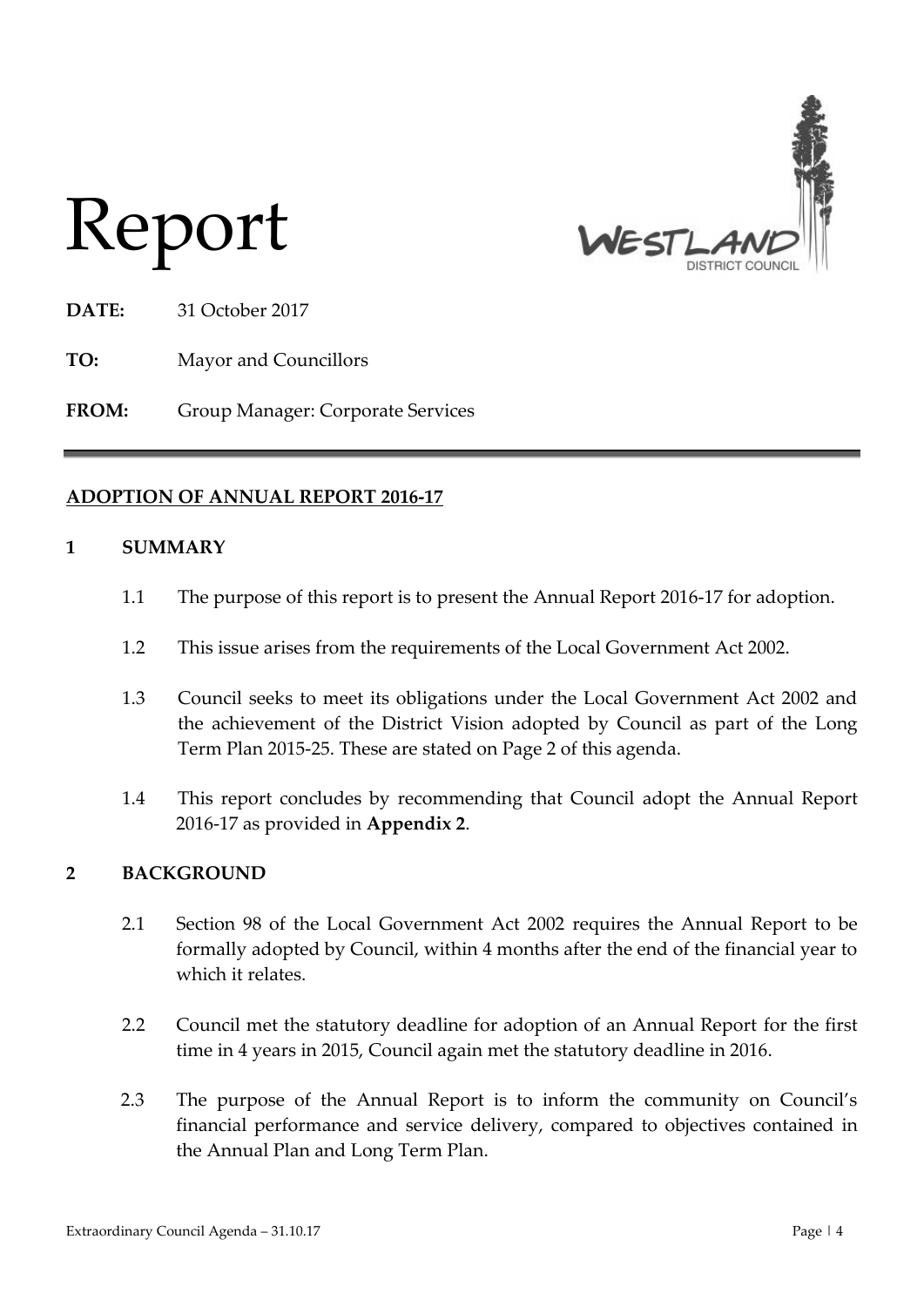# Report

**DATE:** 31 October 2017

**TO:** Mayor and Councillors

**FROM:** Group Manager: Corporate Services

---

## ADOPTION OF ANNUAL REPORT 2016-17

### 1 SUMMARY

1.1 The purpose of this report is to present the Annual Report 2016-17 for adoption.

1.2 This issue arises from the requirements of the Local Government Act 2002.

1.3 Council seeks to meet its obligations under the Local Government Act 2002 and the achievement of the District Vision adopted by Council as part of the Long Term Plan 2015-25. These are stated on Page 2 of this agenda.

1.4 This report concludes by recommending that Council adopt the Annual Report 2016-17 as provided in **Appendix 2**.

### 2 BACKGROUND

2.1 Section 98 of the Local Government Act 2002 requires the Annual Report to be formally adopted by Council, within 4 months after the end of the financial year to which it relates.

2.2 Council met the statutory deadline for adoption of an Annual Report for the first time in 4 years in 2015, Council again met the statutory deadline in 2016.

2.3 The purpose of the Annual Report is to inform the community on Council's financial performance and service delivery, compared to objectives contained in the Annual Plan and Long Term Plan.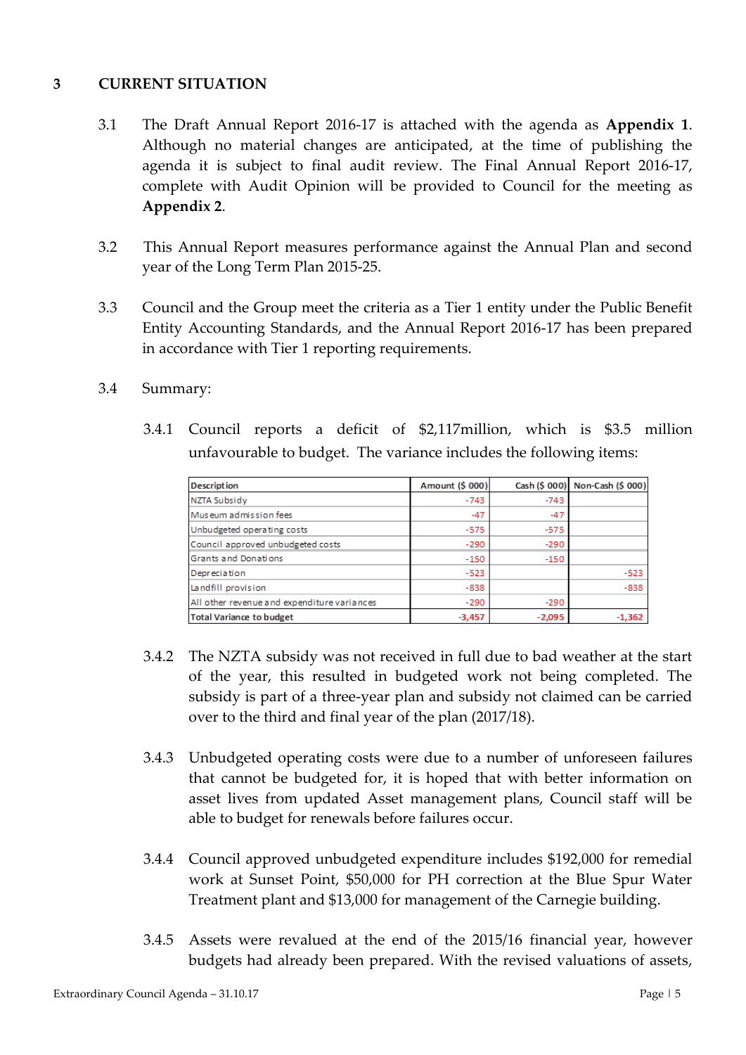## 3 CURRENT SITUATION

3.1 The Draft Annual Report 2016-17 is attached with the agenda as **Appendix 1**. Although no material changes are anticipated, at the time of publishing the agenda it is subject to final audit review. The Final Annual Report 2016-17, complete with Audit Opinion will be provided to Council for the meeting as **Appendix 2**.

3.2 This Annual Report measures performance against the Annual Plan and second year of the Long Term Plan 2015-25.

3.3 Council and the Group meet the criteria as a Tier 1 entity under the Public Benefit Entity Accounting Standards, and the Annual Report 2016-17 has been prepared in accordance with Tier 1 reporting requirements.

3.4 Summary:

3.4.1 Council reports a deficit of $2,117million, which is $3.5 million unfavourable to budget. The variance includes the following items:

| Description | Amount ($ 000) | Cash ($ 000) | Non-Cash ($ 000) |
|---|---|---|---|
| NZTA Subsidy | -743 | -743 | |
| Museum admission fees | -47 | -47 | |
| Unbudgeted operating costs | -575 | -575 | |
| Council approved unbudgeted costs | -290 | -290 | |
| Grants and Donations | -150 | -150 | |
| Depreciation | -523 | | -523 |
| Landfill provision | -838 | | -838 |
| All other revenue and expenditure variances | -290 | -290 | |
| **Total Variance to budget** | **-3,457** | **-2,095** | **-1,362** |

3.4.2 The NZTA subsidy was not received in full due to bad weather at the start of the year, this resulted in budgeted work not being completed. The subsidy is part of a three-year plan and subsidy not claimed can be carried over to the third and final year of the plan (2017/18).

3.4.3 Unbudgeted operating costs were due to a number of unforeseen failures that cannot be budgeted for, it is hoped that with better information on asset lives from updated Asset management plans, Council staff will be able to budget for renewals before failures occur.

3.4.4 Council approved unbudgeted expenditure includes $192,000 for remedial work at Sunset Point, $50,000 for PH correction at the Blue Spur Water Treatment plant and $13,000 for management of the Carnegie building.

3.4.5 Assets were revalued at the end of the 2015/16 financial year, however budgets had already been prepared. With the revised valuations of assets,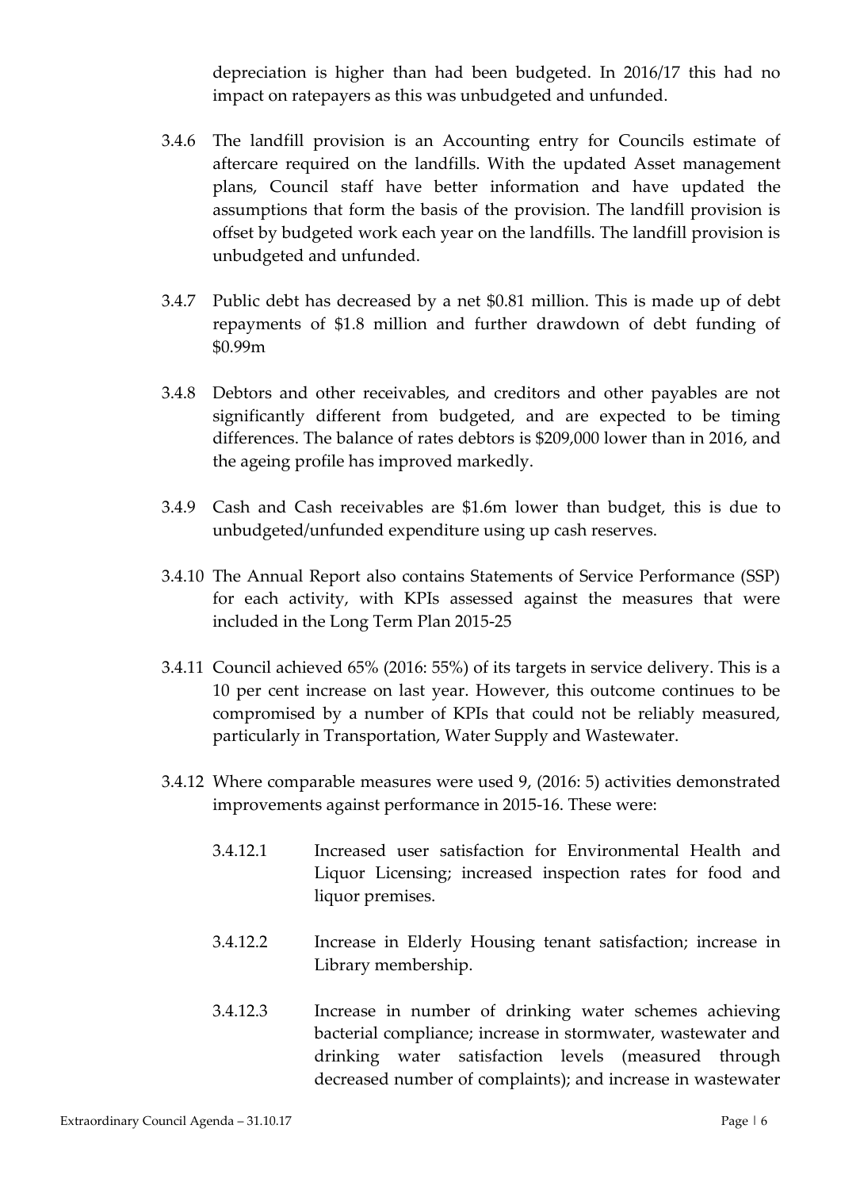depreciation is higher than had been budgeted. In 2016/17 this had no impact on ratepayers as this was unbudgeted and unfunded.

3.4.6 The landfill provision is an Accounting entry for Councils estimate of aftercare required on the landfills. With the updated Asset management plans, Council staff have better information and have updated the assumptions that form the basis of the provision. The landfill provision is offset by budgeted work each year on the landfills. The landfill provision is unbudgeted and unfunded.

3.4.7 Public debt has decreased by a net $0.81 million. This is made up of debt repayments of $1.8 million and further drawdown of debt funding of $0.99m

3.4.8 Debtors and other receivables, and creditors and other payables are not significantly different from budgeted, and are expected to be timing differences. The balance of rates debtors is $209,000 lower than in 2016, and the ageing profile has improved markedly.

3.4.9 Cash and Cash receivables are $1.6m lower than budget, this is due to unbudgeted/unfunded expenditure using up cash reserves.

3.4.10 The Annual Report also contains Statements of Service Performance (SSP) for each activity, with KPIs assessed against the measures that were included in the Long Term Plan 2015-25

3.4.11 Council achieved 65% (2016: 55%) of its targets in service delivery. This is a 10 per cent increase on last year. However, this outcome continues to be compromised by a number of KPIs that could not be reliably measured, particularly in Transportation, Water Supply and Wastewater.

3.4.12 Where comparable measures were used 9, (2016: 5) activities demonstrated improvements against performance in 2015-16. These were:

3.4.12.1 Increased user satisfaction for Environmental Health and Liquor Licensing; increased inspection rates for food and liquor premises.

3.4.12.2 Increase in Elderly Housing tenant satisfaction; increase in Library membership.

3.4.12.3 Increase in number of drinking water schemes achieving bacterial compliance; increase in stormwater, wastewater and drinking water satisfaction levels (measured through decreased number of complaints); and increase in wastewater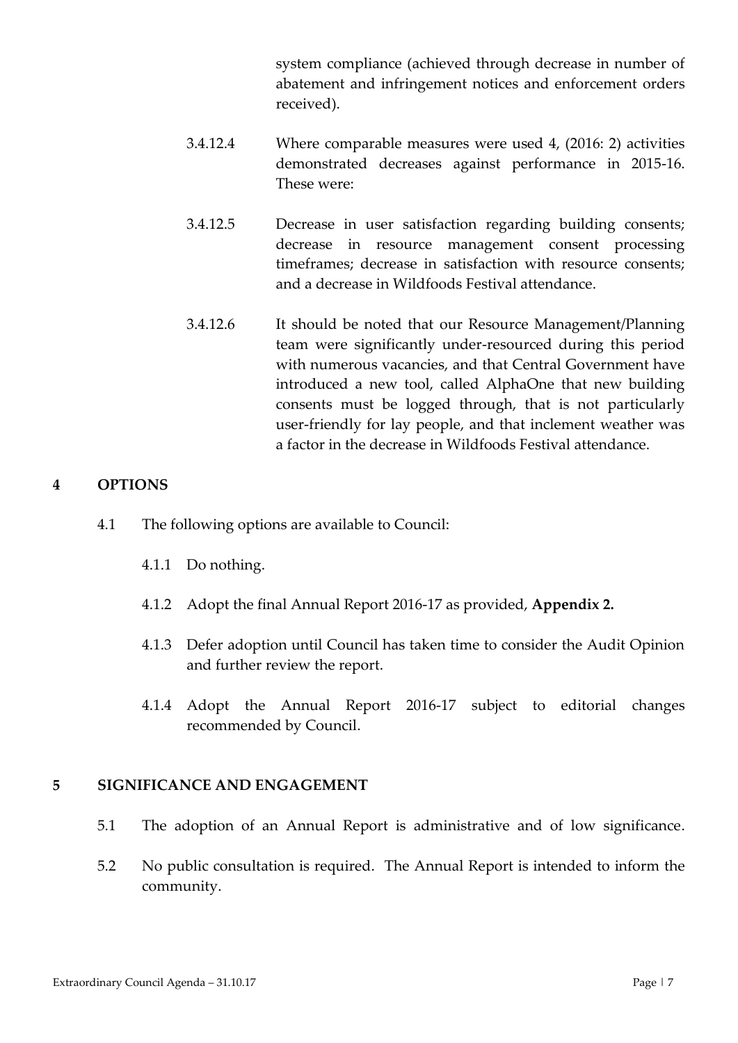system compliance (achieved through decrease in number of abatement and infringement notices and enforcement orders received).

3.4.12.4 Where comparable measures were used 4, (2016: 2) activities demonstrated decreases against performance in 2015-16. These were:

3.4.12.5 Decrease in user satisfaction regarding building consents; decrease in resource management consent processing timeframes; decrease in satisfaction with resource consents; and a decrease in Wildfoods Festival attendance.

3.4.12.6 It should be noted that our Resource Management/Planning team were significantly under-resourced during this period with numerous vacancies, and that Central Government have introduced a new tool, called AlphaOne that new building consents must be logged through, that is not particularly user-friendly for lay people, and that inclement weather was a factor in the decrease in Wildfoods Festival attendance.

## 4 OPTIONS

4.1 The following options are available to Council:

4.1.1 Do nothing.

4.1.2 Adopt the final Annual Report 2016-17 as provided, **Appendix 2.**

4.1.3 Defer adoption until Council has taken time to consider the Audit Opinion and further review the report.

4.1.4 Adopt the Annual Report 2016-17 subject to editorial changes recommended by Council.

## 5 SIGNIFICANCE AND ENGAGEMENT

5.1 The adoption of an Annual Report is administrative and of low significance.

5.2 No public consultation is required. The Annual Report is intended to inform the community.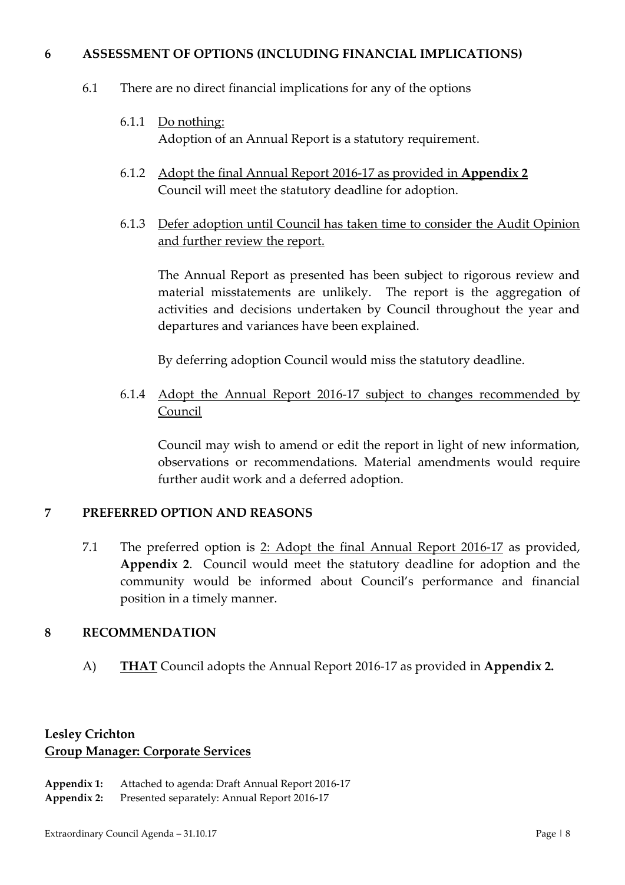## 6 ASSESSMENT OF OPTIONS (INCLUDING FINANCIAL IMPLICATIONS)

6.1 There are no direct financial implications for any of the options

6.1.1 Do nothing:
Adoption of an Annual Report is a statutory requirement.

6.1.2 Adopt the final Annual Report 2016-17 as provided in **Appendix 2**
Council will meet the statutory deadline for adoption.

6.1.3 Defer adoption until Council has taken time to consider the Audit Opinion and further review the report.

The Annual Report as presented has been subject to rigorous review and material misstatements are unlikely. The report is the aggregation of activities and decisions undertaken by Council throughout the year and departures and variances have been explained.

By deferring adoption Council would miss the statutory deadline.

6.1.4 Adopt the Annual Report 2016-17 subject to changes recommended by Council

Council may wish to amend or edit the report in light of new information, observations or recommendations. Material amendments would require further audit work and a deferred adoption.

## 7 PREFERRED OPTION AND REASONS

7.1 The preferred option is 2: Adopt the final Annual Report 2016-17 as provided, **Appendix 2**. Council would meet the statutory deadline for adoption and the community would be informed about Council's performance and financial position in a timely manner.

## 8 RECOMMENDATION

A) **THAT** Council adopts the Annual Report 2016-17 as provided in **Appendix 2.**

**Lesley Crichton**
**Group Manager: Corporate Services**

**Appendix 1:** Attached to agenda: Draft Annual Report 2016-17
**Appendix 2:** Presented separately: Annual Report 2016-17